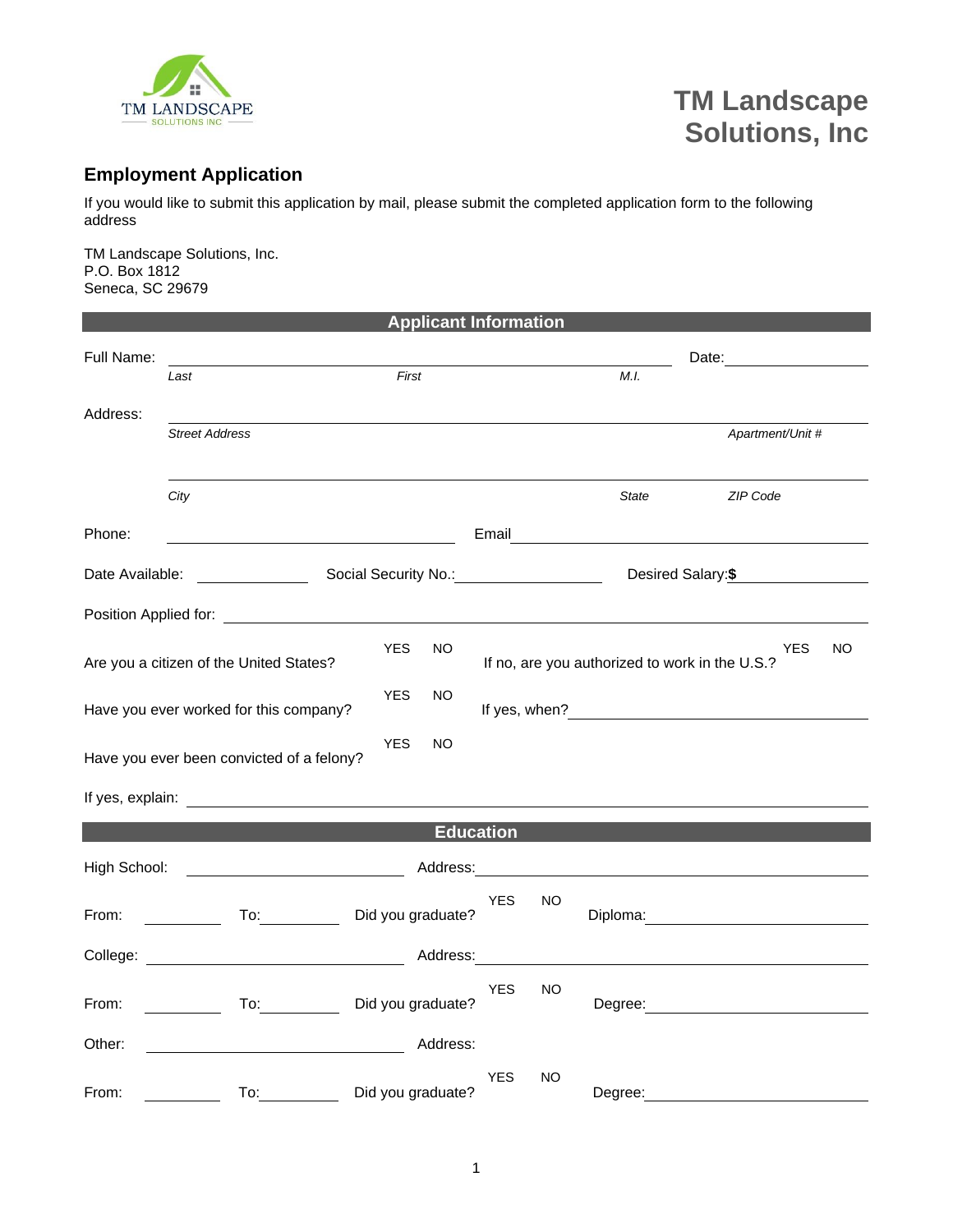TM LANDSCAPE SOLUTIONS INC

# TM Landscape Solutions, Inc

## Employment Application

If you would like to submit this application by mail, please submit the completed application form to the following address

TM Landscape Solutions, Inc.
P.O. Box 1812
Seneca, SC 29679

### Applicant Information

Full Name: ____________________ Date: __________
*Last* *First* *M.I.*

Address: ______________________________
*Street Address* *Apartment/Unit #*

______________________________
*City* *State* *ZIP Code*

Phone: __________ Email __________

Date Available: __________ Social Security No.: __________ Desired Salary: **$** __________

Position Applied for: ______________________________

Are you a citizen of the United States? YES NO If no, are you authorized to work in the U.S.? YES NO

Have you ever worked for this company? YES NO If yes, when? __________

Have you ever been convicted of a felony? YES NO

If yes, explain: ______________________________

### Education

High School: __________ Address: __________

From: ______ To: ______ Did you graduate? YES NO Diploma: __________

College: __________ Address: __________

From: ______ To: ______ Did you graduate? YES NO Degree: __________

Other: __________ Address:

From: ______ To: ______ Did you graduate? YES NO Degree: __________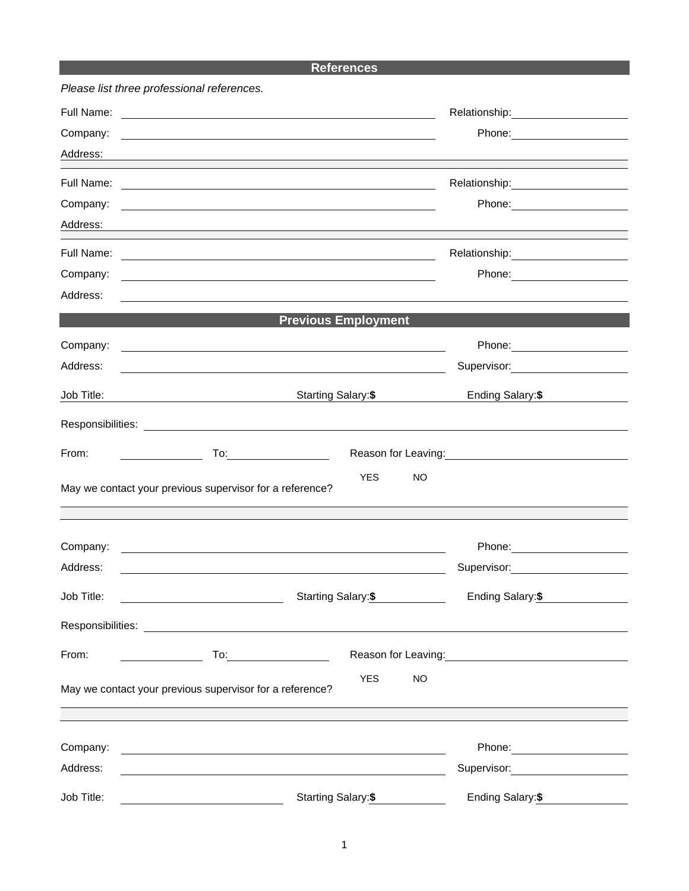## References

*Please list three professional references.*

Full Name: ______________________ Relationship: ______________

Company: ______________________ Phone: ______________

Address: ______________________

Full Name: ______________________ Relationship: ______________

Company: ______________________ Phone: ______________

Address: ______________________

Full Name: ______________________ Relationship: ______________

Company: ______________________ Phone: ______________

Address: ______________________

## Previous Employment

Company: ______________________ Phone: ______________

Address: ______________________ Supervisor: ______________

Job Title: ______________ Starting Salary: **$** ______________ Ending Salary: **$** ______________

Responsibilities: ______________________

From: ______________ To: ______________ Reason for Leaving: ______________

May we contact your previous supervisor for a reference? YES NO

Company: ______________________ Phone: ______________

Address: ______________________ Supervisor: ______________

Job Title: ______________ Starting Salary: **$** ______________ Ending Salary: **$** ______________

Responsibilities: ______________________

From: ______________ To: ______________ Reason for Leaving: ______________

May we contact your previous supervisor for a reference? YES NO

Company: ______________________ Phone: ______________

Address: ______________________ Supervisor: ______________

Job Title: ______________ Starting Salary: **$** ______________ Ending Salary: **$** ______________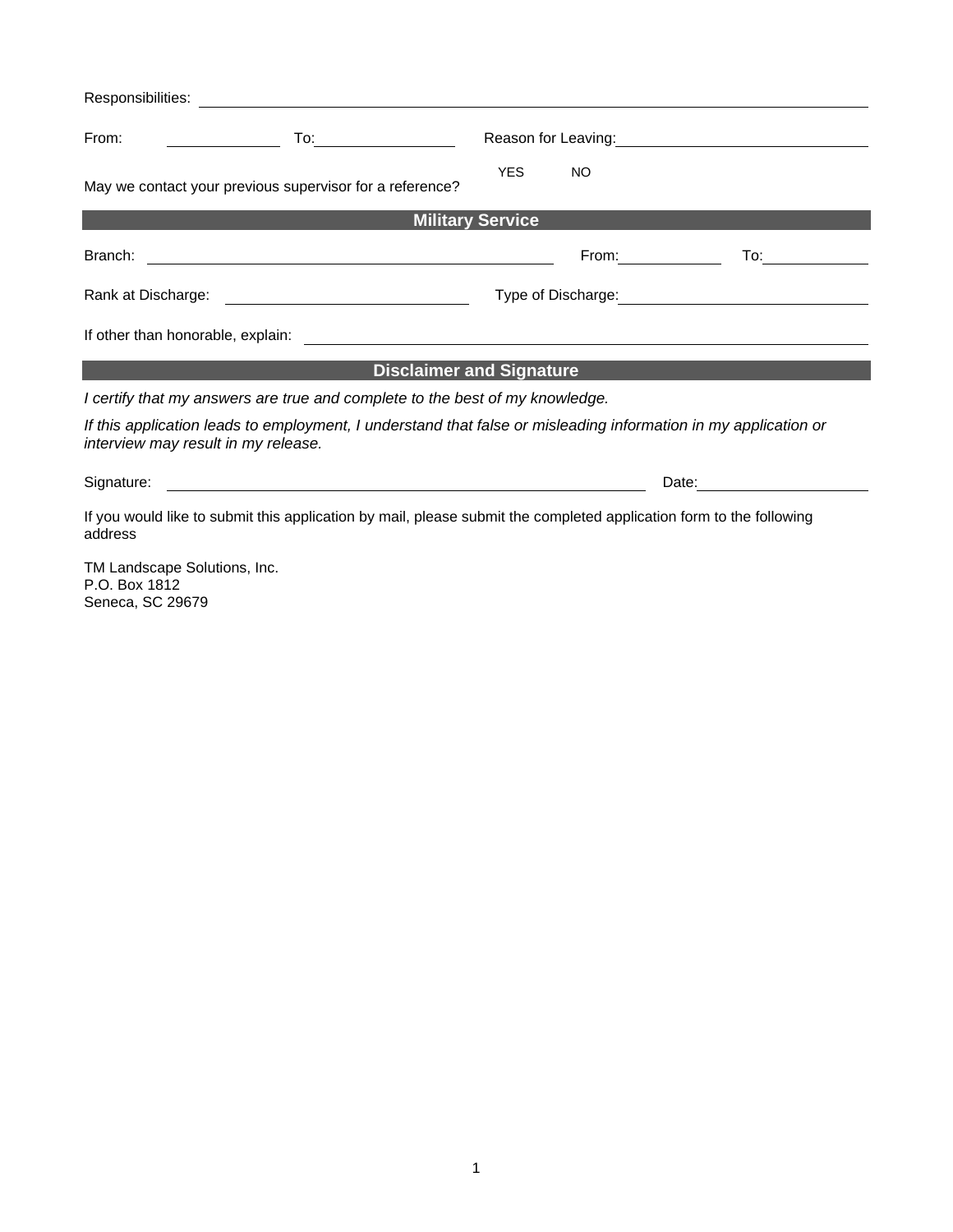Responsibilities: \_\_\_\_\_\_\_\_\_\_\_\_\_\_\_\_\_\_\_\_

From: \_\_\_\_\_\_\_\_ To: \_\_\_\_\_\_\_\_ Reason for Leaving: \_\_\_\_\_\_\_\_\_\_\_\_

May we contact your previous supervisor for a reference? YES NO

## Military Service

Branch: \_\_\_\_\_\_\_\_\_\_\_\_\_\_\_\_ From: \_\_\_\_\_\_\_\_ To: \_\_\_\_\_\_\_\_

Rank at Discharge: \_\_\_\_\_\_\_\_\_\_\_\_ Type of Discharge: \_\_\_\_\_\_\_\_\_\_\_\_

If other than honorable, explain: \_\_\_\_\_\_\_\_\_\_\_\_\_\_\_\_\_\_\_\_

## Disclaimer and Signature

*I certify that my answers are true and complete to the best of my knowledge.*

*If this application leads to employment, I understand that false or misleading information in my application or interview may result in my release.*

Signature: \_\_\_\_\_\_\_\_\_\_\_\_\_\_\_\_\_\_\_\_ Date: \_\_\_\_\_\_\_\_\_\_\_\_

If you would like to submit this application by mail, please submit the completed application form to the following address

TM Landscape Solutions, Inc.
P.O. Box 1812
Seneca, SC 29679